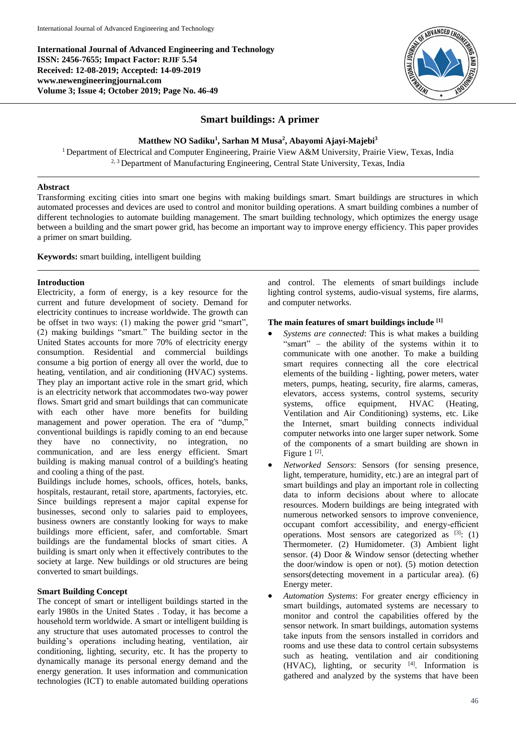International Journal of Advanced Engineering and Technology
ISSN: 2456-7655; Impact Factor: RJIF 5.54
Received: 12-08-2019; Accepted: 14-09-2019
www.newengineeringjournal.com
Volume 3; Issue 4; October 2019; Page No. 46-49

# Smart buildings: A primer

**Matthew NO Sadiku[1], Sarhan M Musa[2], Abayomi Ajayi-Majebi[3]**

[1] Department of Electrical and Computer Engineering, Prairie View A&M University, Prairie View, Texas, India
[2, 3] Department of Manufacturing Engineering, Central State University, Texas, India

## Abstract

Transforming exciting cities into smart one begins with making buildings smart. Smart buildings are structures in which automated processes and devices are used to control and monitor building operations. A smart building combines a number of different technologies to automate building management. The smart building technology, which optimizes the energy usage between a building and the smart power grid, has become an important way to improve energy efficiency. This paper provides a primer on smart building.

**Keywords:** smart building, intelligent building

## Introduction

Electricity, a form of energy, is a key resource for the current and future development of society. Demand for electricity continues to increase worldwide. The growth can be offset in two ways: (1) making the power grid "smart", (2) making buildings "smart." The building sector in the United States accounts for more 70% of electricity energy consumption. Residential and commercial buildings consume a big portion of energy all over the world, due to heating, ventilation, and air conditioning (HVAC) systems. They play an important active role in the smart grid, which is an electricity network that accommodates two-way power flows. Smart grid and smart buildings that can communicate with each other have more benefits for building management and power operation. The era of "dump," conventional buildings is rapidly coming to an end because they have no connectivity, no integration, no communication, and are less energy efficient. Smart building is making manual control of a building's heating and cooling a thing of the past.

Buildings include homes, schools, offices, hotels, banks, hospitals, restaurant, retail store, apartments, factoryies, etc. Since buildings represent a major capital expense for businesses, second only to salaries paid to employees, business owners are constantly looking for ways to make buildings more efficient, safer, and comfortable. Smart buildings are the fundamental blocks of smart cities. A building is smart only when it effectively contributes to the society at large. New buildings or old structures are being converted to smart buildings.

## Smart Building Concept

The concept of smart or intelligent buildings started in the early 1980s in the United States . Today, it has become a household term worldwide. A smart or intelligent building is any structure that uses automated processes to control the building's operations including heating, ventilation, air conditioning, lighting, security, etc. It has the property to dynamically manage its personal energy demand and the energy generation. It uses information and communication technologies (ICT) to enable automated building operations and control. The elements of smart buildings include lighting control systems, audio-visual systems, fire alarms, and computer networks.

### The main features of smart buildings include [1]

- *Systems are connected*: This is what makes a building "smart" – the ability of the systems within it to communicate with one another. To make a building smart requires connecting all the core electrical elements of the building - lighting, power meters, water meters, pumps, heating, security, fire alarms, cameras, elevators, access systems, control systems, security systems, office equipment, HVAC (Heating, Ventilation and Air Conditioning) systems, etc. Like the Internet, smart building connects individual computer networks into one larger super network. Some of the components of a smart building are shown in Figure 1 [2].
- *Networked Sensors*: Sensors (for sensing presence, light, temperature, humidity, etc.) are an integral part of smart buildings and play an important role in collecting data to inform decisions about where to allocate resources. Modern buildings are being integrated with numerous networked sensors to improve convenience, occupant comfort accessibility, and energy-efficient operations. Most sensors are categorized as [3]: (1) Thermometer. (2) Humidometer. (3) Ambient light sensor. (4) Door & Window sensor (detecting whether the door/window is open or not). (5) motion detection sensors(detecting movement in a particular area). (6) Energy meter.
- *Automation Systems*: For greater energy efficiency in smart buildings, automated systems are necessary to monitor and control the capabilities offered by the sensor network. In smart buildings, automation systems take inputs from the sensors installed in corridors and rooms and use these data to control certain subsystems such as heating, ventilation and air conditioning (HVAC), lighting, or security [4]. Information is gathered and analyzed by the systems that have been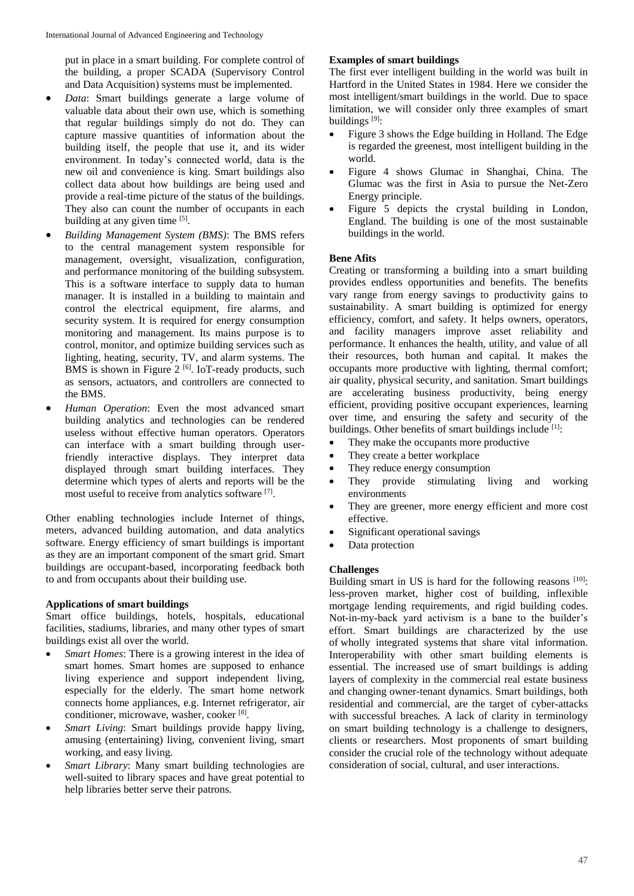put in place in a smart building. For complete control of the building, a proper SCADA (Supervisory Control and Data Acquisition) systems must be implemented.

- *Data*: Smart buildings generate a large volume of valuable data about their own use, which is something that regular buildings simply do not do. They can capture massive quantities of information about the building itself, the people that use it, and its wider environment. In today's connected world, data is the new oil and convenience is king. Smart buildings also collect data about how buildings are being used and provide a real-time picture of the status of the buildings. They also can count the number of occupants in each building at any given time [5].
- *Building Management System (BMS)*: The BMS refers to the central management system responsible for management, oversight, visualization, configuration, and performance monitoring of the building subsystem. This is a software interface to supply data to human manager. It is installed in a building to maintain and control the electrical equipment, fire alarms, and security system. It is required for energy consumption monitoring and management. Its mains purpose is to control, monitor, and optimize building services such as lighting, heating, security, TV, and alarm systems. The BMS is shown in Figure 2 [6]. IoT-ready products, such as sensors, actuators, and controllers are connected to the BMS.
- *Human Operation*: Even the most advanced smart building analytics and technologies can be rendered useless without effective human operators. Operators can interface with a smart building through user-friendly interactive displays. They interpret data displayed through smart building interfaces. They determine which types of alerts and reports will be the most useful to receive from analytics software [7].

Other enabling technologies include Internet of things, meters, advanced building automation, and data analytics software. Energy efficiency of smart buildings is important as they are an important component of the smart grid. Smart buildings are occupant-based, incorporating feedback both to and from occupants about their building use.

**Applications of smart buildings**

Smart office buildings, hotels, hospitals, educational facilities, stadiums, libraries, and many other types of smart buildings exist all over the world.

- *Smart Homes*: There is a growing interest in the idea of smart homes. Smart homes are supposed to enhance living experience and support independent living, especially for the elderly. The smart home network connects home appliances, e.g. Internet refrigerator, air conditioner, microwave, washer, cooker [8].
- *Smart Living*: Smart buildings provide happy living, amusing (entertaining) living, convenient living, smart working, and easy living.
- *Smart Library*: Many smart building technologies are well-suited to library spaces and have great potential to help libraries better serve their patrons.

**Examples of smart buildings**

The first ever intelligent building in the world was built in Hartford in the United States in 1984. Here we consider the most intelligent/smart buildings in the world. Due to space limitation, we will consider only three examples of smart buildings [9]:

- Figure 3 shows the Edge building in Holland. The Edge is regarded the greenest, most intelligent building in the world.
- Figure 4 shows Glumac in Shanghai, China. The Glumac was the first in Asia to pursue the Net-Zero Energy principle.
- Figure 5 depicts the crystal building in London, England. The building is one of the most sustainable buildings in the world.

**Bene Afits**

Creating or transforming a building into a smart building provides endless opportunities and benefits. The benefits vary range from energy savings to productivity gains to sustainability. A smart building is optimized for energy efficiency, comfort, and safety. It helps owners, operators, and facility managers improve asset reliability and performance. It enhances the health, utility, and value of all their resources, both human and capital. It makes the occupants more productive with lighting, thermal comfort; air quality, physical security, and sanitation. Smart buildings are accelerating business productivity, being energy efficient, providing positive occupant experiences, learning over time, and ensuring the safety and security of the buildings. Other benefits of smart buildings include [1]:

- They make the occupants more productive
- They create a better workplace
- They reduce energy consumption
- They provide stimulating living and working environments
- They are greener, more energy efficient and more cost effective.
- Significant operational savings
- Data protection

**Challenges**

Building smart in US is hard for the following reasons [10]: less-proven market, higher cost of building, inflexible mortgage lending requirements, and rigid building codes. Not-in-my-back yard activism is a bane to the builder's effort. Smart buildings are characterized by the use of wholly integrated systems that share vital information. Interoperability with other smart building elements is essential. The increased use of smart buildings is adding layers of complexity in the commercial real estate business and changing owner-tenant dynamics. Smart buildings, both residential and commercial, are the target of cyber-attacks with successful breaches. A lack of clarity in terminology on smart building technology is a challenge to designers, clients or researchers. Most proponents of smart building consider the crucial role of the technology without adequate consideration of social, cultural, and user interactions.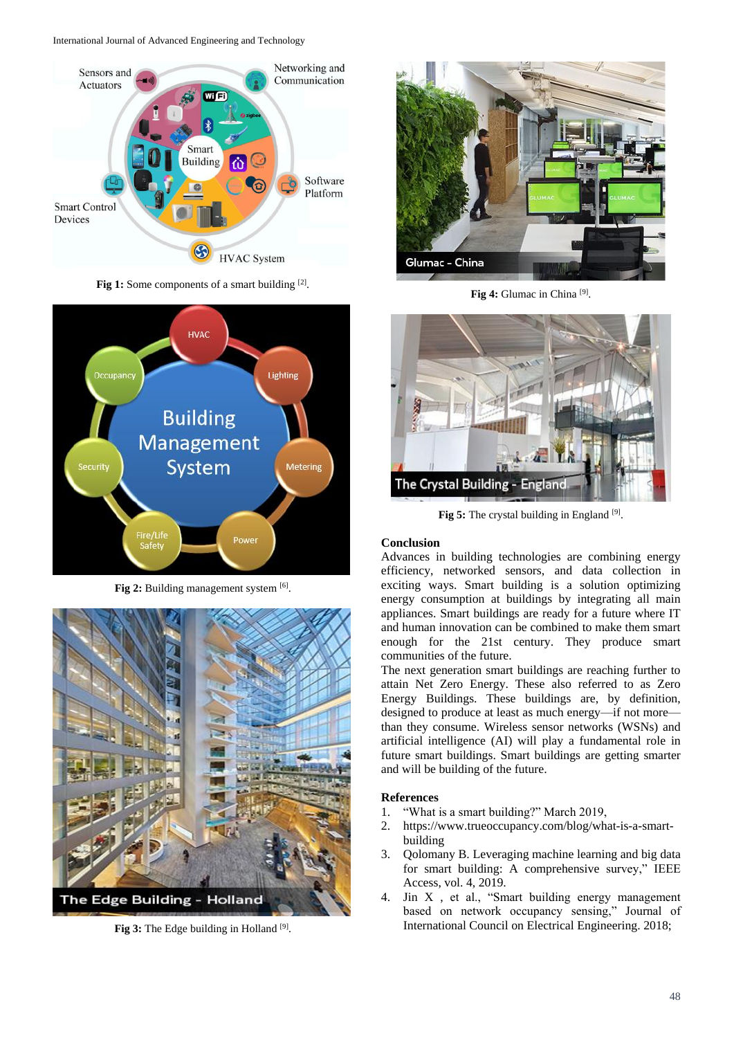Fig 1: Some components of a smart building [2].

Fig 2: Building management system [6].

Fig 3: The Edge building in Holland [9].

Fig 4: Glumac in China [9].

Fig 5: The crystal building in England [9].

## Conclusion

Advances in building technologies are combining energy efficiency, networked sensors, and data collection in exciting ways. Smart building is a solution optimizing energy consumption at buildings by integrating all main appliances. Smart buildings are ready for a future where IT and human innovation can be combined to make them smart enough for the 21st century. They produce smart communities of the future.

The next generation smart buildings are reaching further to attain Net Zero Energy. These also referred to as Zero Energy Buildings. These buildings are, by definition, designed to produce at least as much energy—if not more—than they consume. Wireless sensor networks (WSNs) and artificial intelligence (AI) will play a fundamental role in future smart buildings. Smart buildings are getting smarter and will be building of the future.

## References

1. "What is a smart building?" March 2019,
2. https://www.trueoccupancy.com/blog/what-is-a-smart-building
3. Qolomany B. Leveraging machine learning and big data for smart building: A comprehensive survey," IEEE Access, vol. 4, 2019.
4. Jin X , et al., "Smart building energy management based on network occupancy sensing," Journal of International Council on Electrical Engineering. 2018;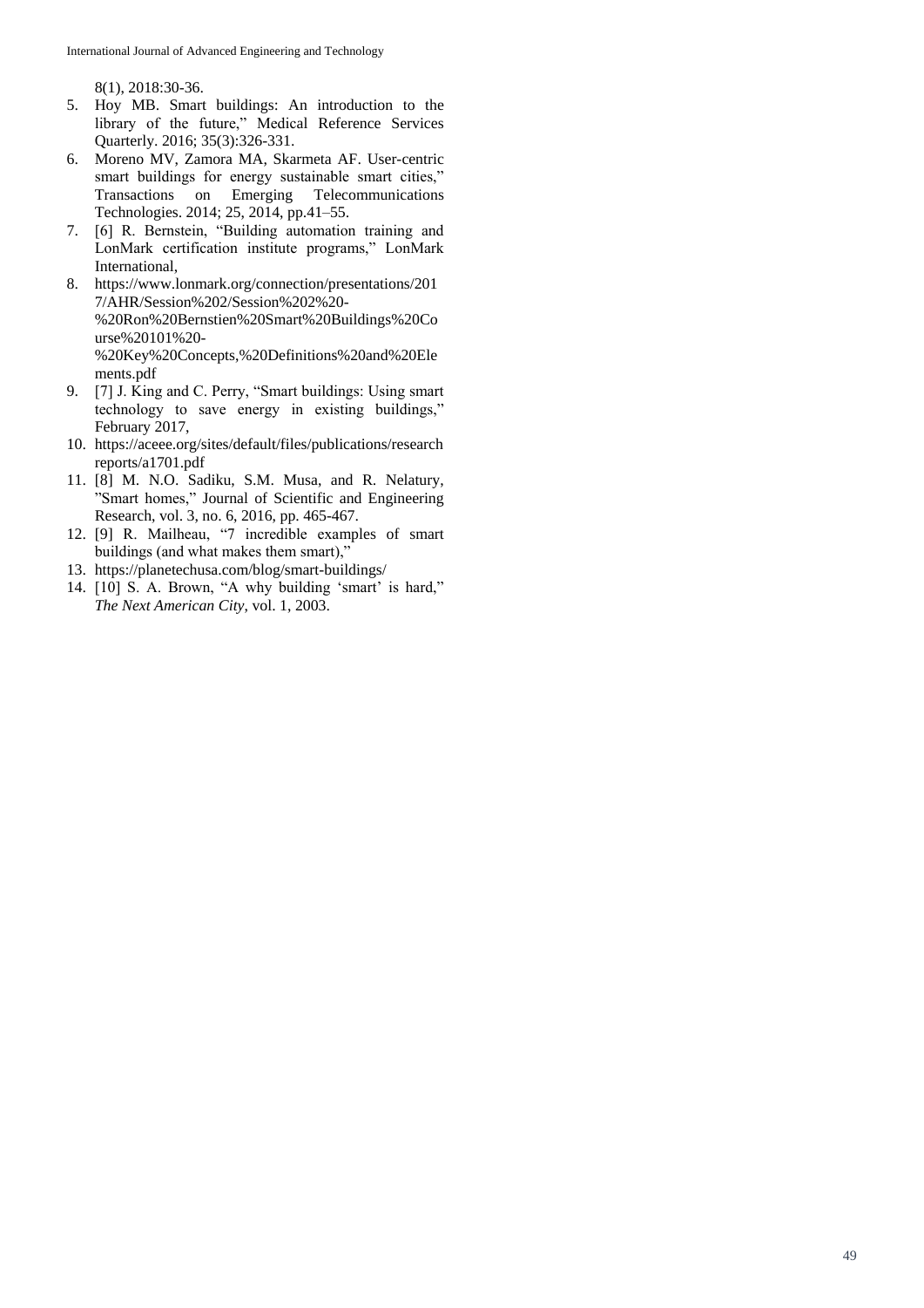8(1), 2018:30-36.

5. Hoy MB. Smart buildings: An introduction to the library of the future," Medical Reference Services Quarterly. 2016; 35(3):326-331.
6. Moreno MV, Zamora MA, Skarmeta AF. User-centric smart buildings for energy sustainable smart cities," Transactions on Emerging Telecommunications Technologies. 2014; 25, 2014, pp.41–55.
7. [6] R. Bernstein, "Building automation training and LonMark certification institute programs," LonMark International,
8. https://www.lonmark.org/connection/presentations/2017/AHR/Session%202/Session%202%20-%20Ron%20Bernstien%20Smart%20Buildings%20Course%20101%20-%20Key%20Concepts,%20Definitions%20and%20Elements.pdf
9. [7] J. King and C. Perry, "Smart buildings: Using smart technology to save energy in existing buildings," February 2017,
10. https://aceee.org/sites/default/files/publications/researchreports/a1701.pdf
11. [8] M. N.O. Sadiku, S.M. Musa, and R. Nelatury, "Smart homes," Journal of Scientific and Engineering Research, vol. 3, no. 6, 2016, pp. 465-467.
12. [9] R. Mailheau, "7 incredible examples of smart buildings (and what makes them smart),"
13. https://planetechusa.com/blog/smart-buildings/
14. [10] S. A. Brown, "A why building 'smart' is hard," *The Next American City*, vol. 1, 2003.